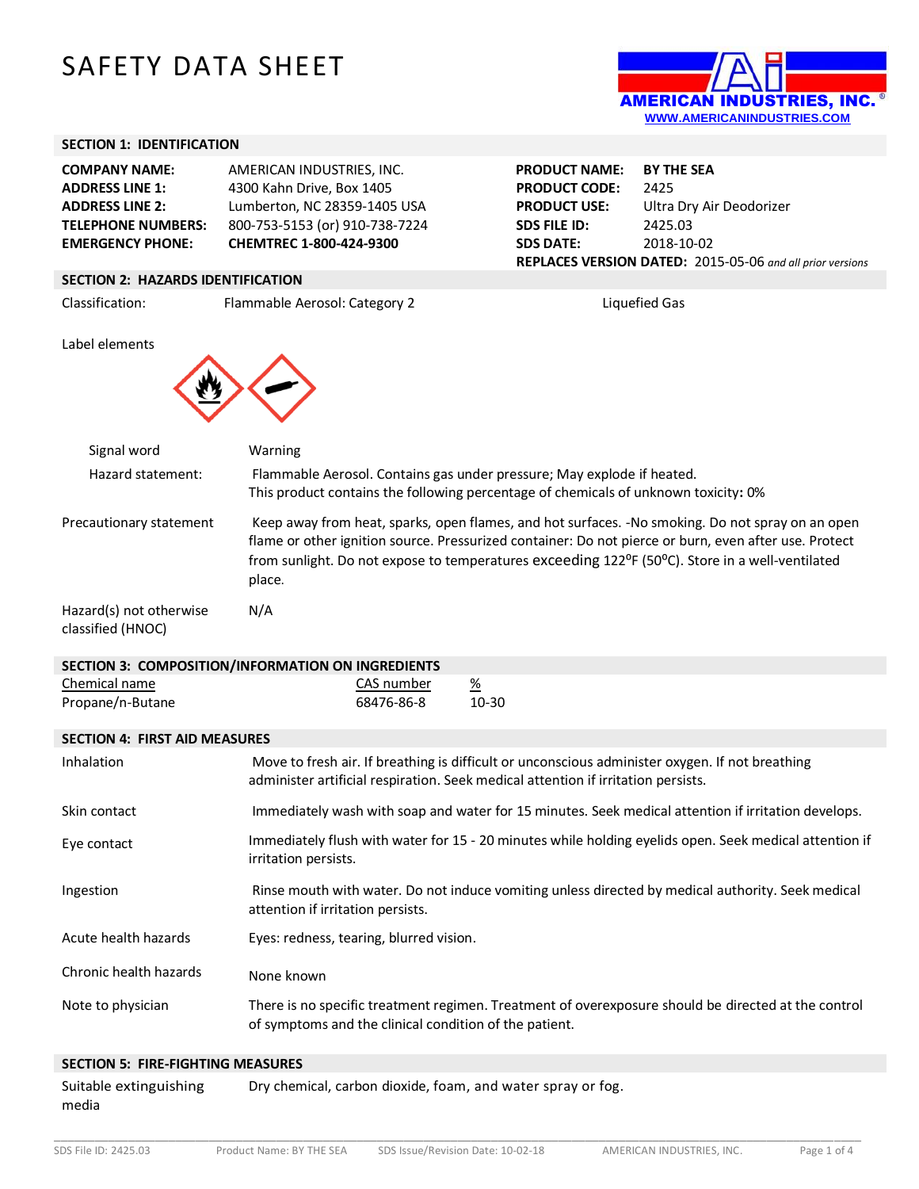# SAFETY DATA SHEET

AMERICAN INDUSTRIES, INC.
WWW.AMERICANINDUSTRIES.COM

## SECTION 1: IDENTIFICATION

| | | | |
|---|---|---|---|
| **COMPANY NAME:** | AMERICAN INDUSTRIES, INC. | **PRODUCT NAME:** | **BY THE SEA** |
| **ADDRESS LINE 1:** | 4300 Kahn Drive, Box 1405 | **PRODUCT CODE:** | 2425 |
| **ADDRESS LINE 2:** | Lumberton, NC 28359-1405 USA | **PRODUCT USE:** | Ultra Dry Air Deodorizer |
| **TELEPHONE NUMBERS:** | 800-753-5153 (or) 910-738-7224 | **SDS FILE ID:** | 2425.03 |
| **EMERGENCY PHONE:** | **CHEMTREC 1-800-424-9300** | **SDS DATE:** | 2018-10-02 |

**REPLACES VERSION DATED:** 2015-05-06 *and all prior versions*

## SECTION 2: HAZARDS IDENTIFICATION

Classification: Flammable Aerosol: Category 2 Liquefied Gas

Label elements

Signal word: Warning

Hazard statement: Flammable Aerosol. Contains gas under pressure; May explode if heated.
This product contains the following percentage of chemicals of unknown toxicity**:** 0%

Precautionary statement: Keep away from heat, sparks, open flames, and hot surfaces. -No smoking. Do not spray on an open flame or other ignition source. Pressurized container: Do not pierce or burn, even after use. Protect from sunlight. Do not expose to temperatures exceeding 122°F (50°C). Store in a well-ventilated place.

Hazard(s) not otherwise classified (HNOC): N/A

## SECTION 3: COMPOSITION/INFORMATION ON INGREDIENTS

| Chemical name | CAS number | % |
|---|---|---|
| Propane/n-Butane | 68476-86-8 | 10-30 |

## SECTION 4: FIRST AID MEASURES

**Inhalation:** Move to fresh air. If breathing is difficult or unconscious administer oxygen. If not breathing administer artificial respiration. Seek medical attention if irritation persists.

**Skin contact:** Immediately wash with soap and water for 15 minutes. Seek medical attention if irritation develops.

**Eye contact:** Immediately flush with water for 15 - 20 minutes while holding eyelids open. Seek medical attention if irritation persists.

**Ingestion:** Rinse mouth with water. Do not induce vomiting unless directed by medical authority. Seek medical attention if irritation persists.

**Acute health hazards:** Eyes: redness, tearing, blurred vision.

**Chronic health hazards:** None known

**Note to physician:** There is no specific treatment regimen. Treatment of overexposure should be directed at the control of symptoms and the clinical condition of the patient.

## SECTION 5: FIRE-FIGHTING MEASURES

**Suitable extinguishing media:** Dry chemical, carbon dioxide, foam, and water spray or fog.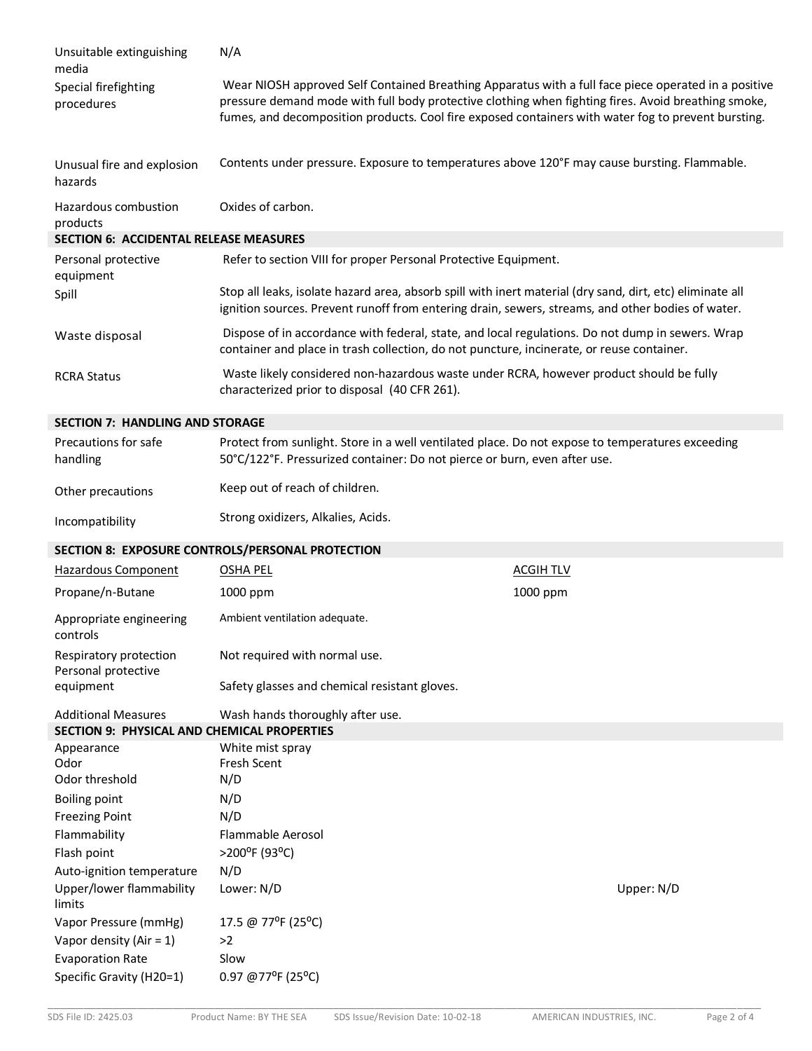| | |
|---|---|
| Unsuitable extinguishing media | N/A |
| Special firefighting procedures | Wear NIOSH approved Self Contained Breathing Apparatus with a full face piece operated in a positive pressure demand mode with full body protective clothing when fighting fires. Avoid breathing smoke, fumes, and decomposition products. Cool fire exposed containers with water fog to prevent bursting. |
| Unusual fire and explosion hazards | Contents under pressure. Exposure to temperatures above 120°F may cause bursting. Flammable. |
| Hazardous combustion products | Oxides of carbon. |

## SECTION 6: ACCIDENTAL RELEASE MEASURES

| | |
|---|---|
| Personal protective equipment | Refer to section VIII for proper Personal Protective Equipment. |
| Spill | Stop all leaks, isolate hazard area, absorb spill with inert material (dry sand, dirt, etc) eliminate all ignition sources. Prevent runoff from entering drain, sewers, streams, and other bodies of water. |
| Waste disposal | Dispose of in accordance with federal, state, and local regulations. Do not dump in sewers. Wrap container and place in trash collection, do not puncture, incinerate, or reuse container. |
| RCRA Status | Waste likely considered non-hazardous waste under RCRA, however product should be fully characterized prior to disposal (40 CFR 261). |

## SECTION 7: HANDLING AND STORAGE

| | |
|---|---|
| Precautions for safe handling | Protect from sunlight. Store in a well ventilated place. Do not expose to temperatures exceeding 50°C/122°F. Pressurized container: Do not pierce or burn, even after use. |
| Other precautions | Keep out of reach of children. |
| Incompatibility | Strong oxidizers, Alkalies, Acids. |

## SECTION 8: EXPOSURE CONTROLS/PERSONAL PROTECTION

| Hazardous Component | OSHA PEL | ACGIH TLV |
|---|---|---|
| Propane/n-Butane | 1000 ppm | 1000 ppm |

| | |
|---|---|
| Appropriate engineering controls | Ambient ventilation adequate. |
| Respiratory protection | Not required with normal use. |
| Personal protective equipment | Safety glasses and chemical resistant gloves. |
| Additional Measures | Wash hands thoroughly after use. |

## SECTION 9: PHYSICAL AND CHEMICAL PROPERTIES

| | | |
|---|---|---|
| Appearance | White mist spray | |
| Odor | Fresh Scent | |
| Odor threshold | N/D | |
| Boiling point | N/D | |
| Freezing Point | N/D | |
| Flammability | Flammable Aerosol | |
| Flash point | >200°F (93°C) | |
| Auto-ignition temperature | N/D | |
| Upper/lower flammability limits | Lower: N/D | Upper: N/D |
| Vapor Pressure (mmHg) | 17.5 @ 77°F (25°C) | |
| Vapor density (Air = 1) | >2 | |
| Evaporation Rate | Slow | |
| Specific Gravity (H20=1) | 0.97 @77°F (25°C) | |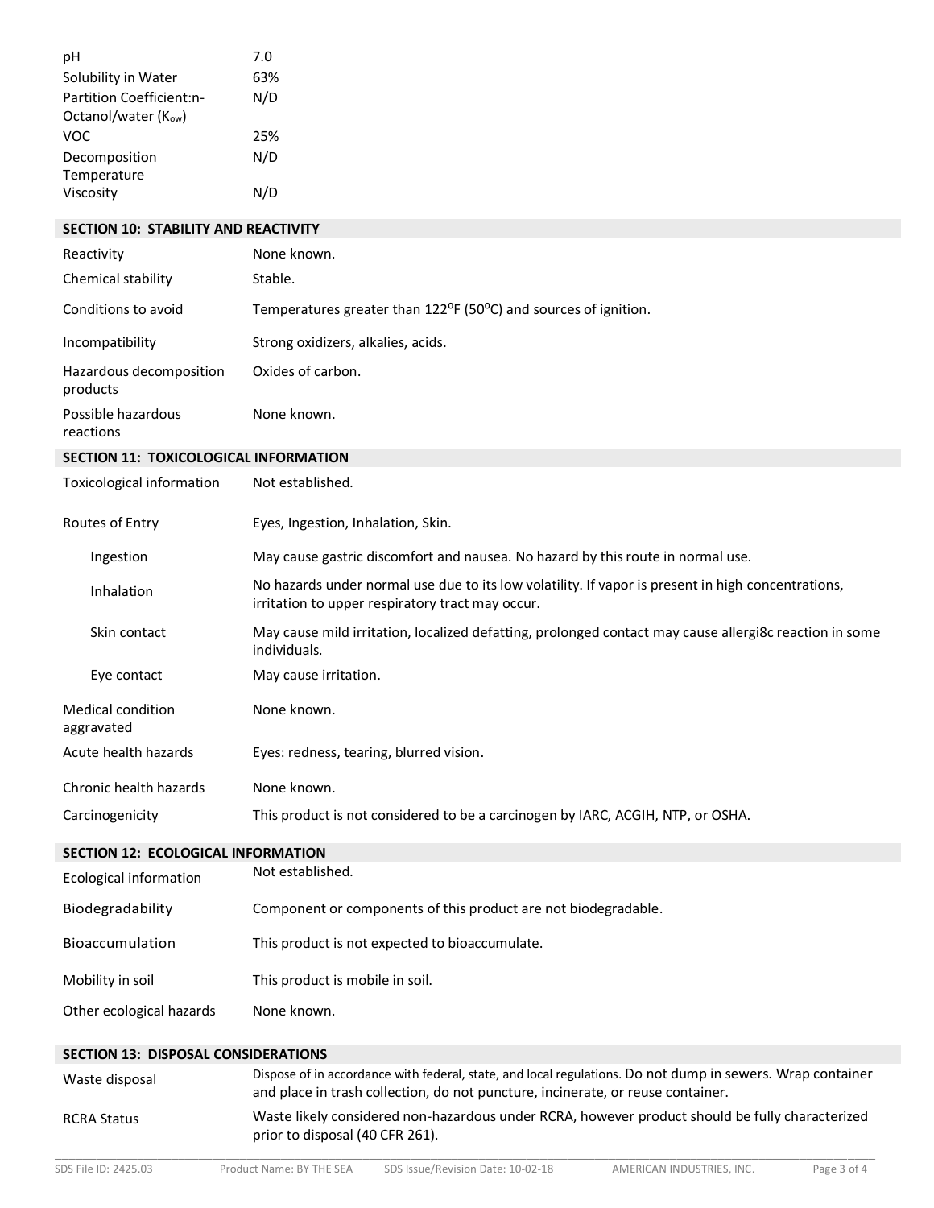| | |
|---|---|
| pH | 7.0 |
| Solubility in Water | 63% |
| Partition Coefficient:n-Octanol/water ($K_{ow}$) | N/D |
| VOC | 25% |
| Decomposition Temperature | N/D |
| Viscosity | N/D |

## SECTION 10: STABILITY AND REACTIVITY

| | |
|---|---|
| Reactivity | None known. |
| Chemical stability | Stable. |
| Conditions to avoid | Temperatures greater than 122⁰F (50⁰C) and sources of ignition. |
| Incompatibility | Strong oxidizers, alkalies, acids. |
| Hazardous decomposition products | Oxides of carbon. |
| Possible hazardous reactions | None known. |

## SECTION 11: TOXICOLOGICAL INFORMATION

| | |
|---|---|
| Toxicological information | Not established. |
| Routes of Entry | Eyes, Ingestion, Inhalation, Skin. |
| Ingestion | May cause gastric discomfort and nausea. No hazard by this route in normal use. |
| Inhalation | No hazards under normal use due to its low volatility. If vapor is present in high concentrations, irritation to upper respiratory tract may occur. |
| Skin contact | May cause mild irritation, localized defatting, prolonged contact may cause allergi8c reaction in some individuals. |
| Eye contact | May cause irritation. |
| Medical condition aggravated | None known. |
| Acute health hazards | Eyes: redness, tearing, blurred vision. |
| Chronic health hazards | None known. |
| Carcinogenicity | This product is not considered to be a carcinogen by IARC, ACGIH, NTP, or OSHA. |

## SECTION 12: ECOLOGICAL INFORMATION

| | |
|---|---|
| Ecological information | Not established. |
| Biodegradability | Component or components of this product are not biodegradable. |
| Bioaccumulation | This product is not expected to bioaccumulate. |
| Mobility in soil | This product is mobile in soil. |
| Other ecological hazards | None known. |

## SECTION 13: DISPOSAL CONSIDERATIONS

| | |
|---|---|
| Waste disposal | Dispose of in accordance with federal, state, and local regulations. Do not dump in sewers. Wrap container and place in trash collection, do not puncture, incinerate, or reuse container. |
| RCRA Status | Waste likely considered non-hazardous under RCRA, however product should be fully characterized prior to disposal (40 CFR 261). |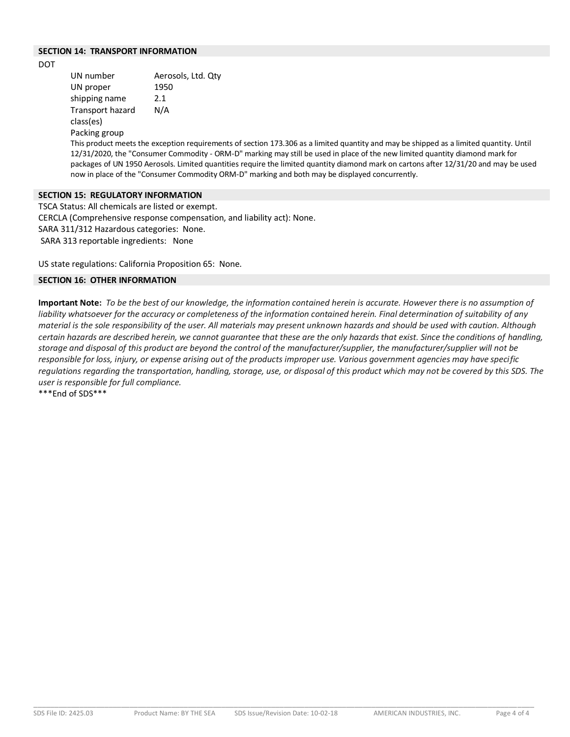## SECTION 14: TRANSPORT INFORMATION

DOT

| | |
|---|---|
| UN number | Aerosols, Ltd. Qty |
| UN proper shipping name | 1950 |
| Transport hazard class(es) | 2.1 |
| Packing group | N/A |

This product meets the exception requirements of section 173.306 as a limited quantity and may be shipped as a limited quantity. Until 12/31/2020, the "Consumer Commodity - ORM-D" marking may still be used in place of the new limited quantity diamond mark for packages of UN 1950 Aerosols. Limited quantities require the limited quantity diamond mark on cartons after 12/31/20 and may be used now in place of the "Consumer Commodity ORM-D" marking and both may be displayed concurrently.

## SECTION 15: REGULATORY INFORMATION

TSCA Status: All chemicals are listed or exempt.
CERCLA (Comprehensive response compensation, and liability act): None.
SARA 311/312 Hazardous categories: None.
SARA 313 reportable ingredients: None

US state regulations: California Proposition 65: None.

## SECTION 16: OTHER INFORMATION

**Important Note:** *To be the best of our knowledge, the information contained herein is accurate. However there is no assumption of liability whatsoever for the accuracy or completeness of the information contained herein. Final determination of suitability of any material is the sole responsibility of the user. All materials may present unknown hazards and should be used with caution. Although certain hazards are described herein, we cannot guarantee that these are the only hazards that exist. Since the conditions of handling, storage and disposal of this product are beyond the control of the manufacturer/supplier, the manufacturer/supplier will not be responsible for loss, injury, or expense arising out of the products improper use. Various government agencies may have specific regulations regarding the transportation, handling, storage, use, or disposal of this product which may not be covered by this SDS. The user is responsible for full compliance.*

***End of SDS***